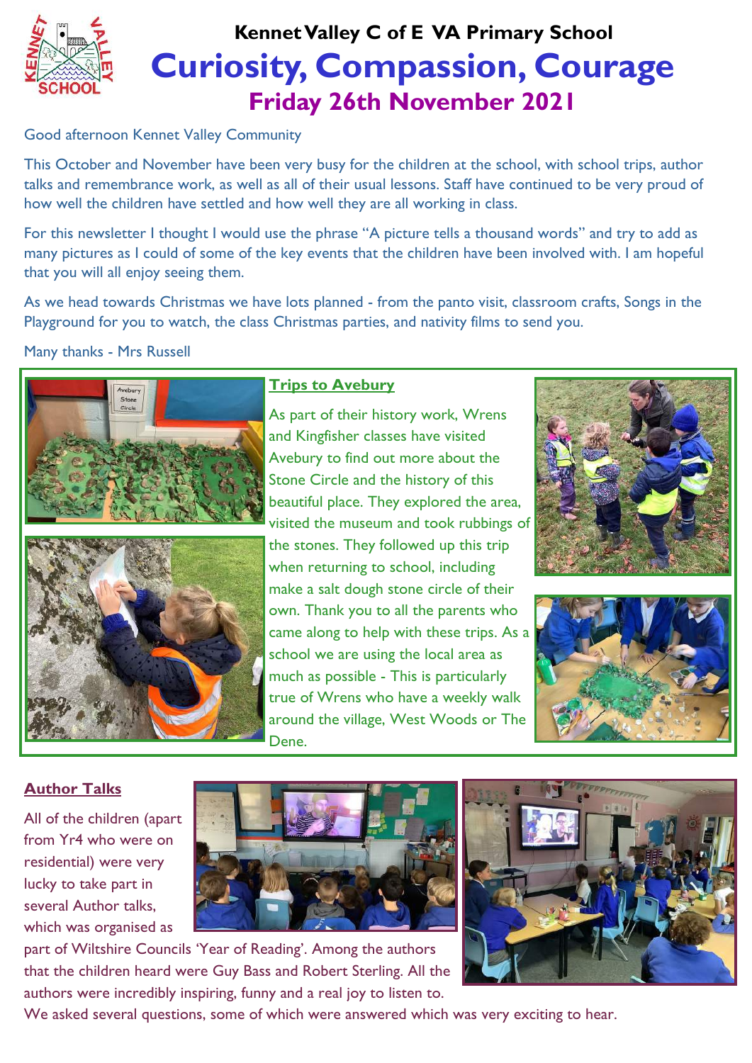# Kennet Valley C of E VA Primary School

# Curiosity, Compassion, Courage

## Friday 26th November 2021

Good afternoon Kennet Valley Community

This October and November have been very busy for the children at the school, with school trips, author talks and remembrance work, as well as all of their usual lessons. Staff have continued to be very proud of how well the children have settled and how well they are all working in class.

For this newsletter I thought I would use the phrase "A picture tells a thousand words" and try to add as many pictures as I could of some of the key events that the children have been involved with. I am hopeful that you will all enjoy seeing them.

As we head towards Christmas we have lots planned - from the panto visit, classroom crafts, Songs in the Playground for you to watch, the class Christmas parties, and nativity films to send you.

Many thanks - Mrs Russell

### Trips to Avebury

As part of their history work, Wrens and Kingfisher classes have visited Avebury to find out more about the Stone Circle and the history of this beautiful place. They explored the area, visited the museum and took rubbings of the stones. They followed up this trip when returning to school, including make a salt dough stone circle of their own. Thank you to all the parents who came along to help with these trips. As a school we are using the local area as much as possible - This is particularly true of Wrens who have a weekly walk around the village, West Woods or The Dene.

### Author Talks

All of the children (apart from Yr4 who were on residential) were very lucky to take part in several Author talks, which was organised as part of Wiltshire Councils 'Year of Reading'. Among the authors that the children heard were Guy Bass and Robert Sterling. All the authors were incredibly inspiring, funny and a real joy to listen to.

We asked several questions, some of which were answered which was very exciting to hear.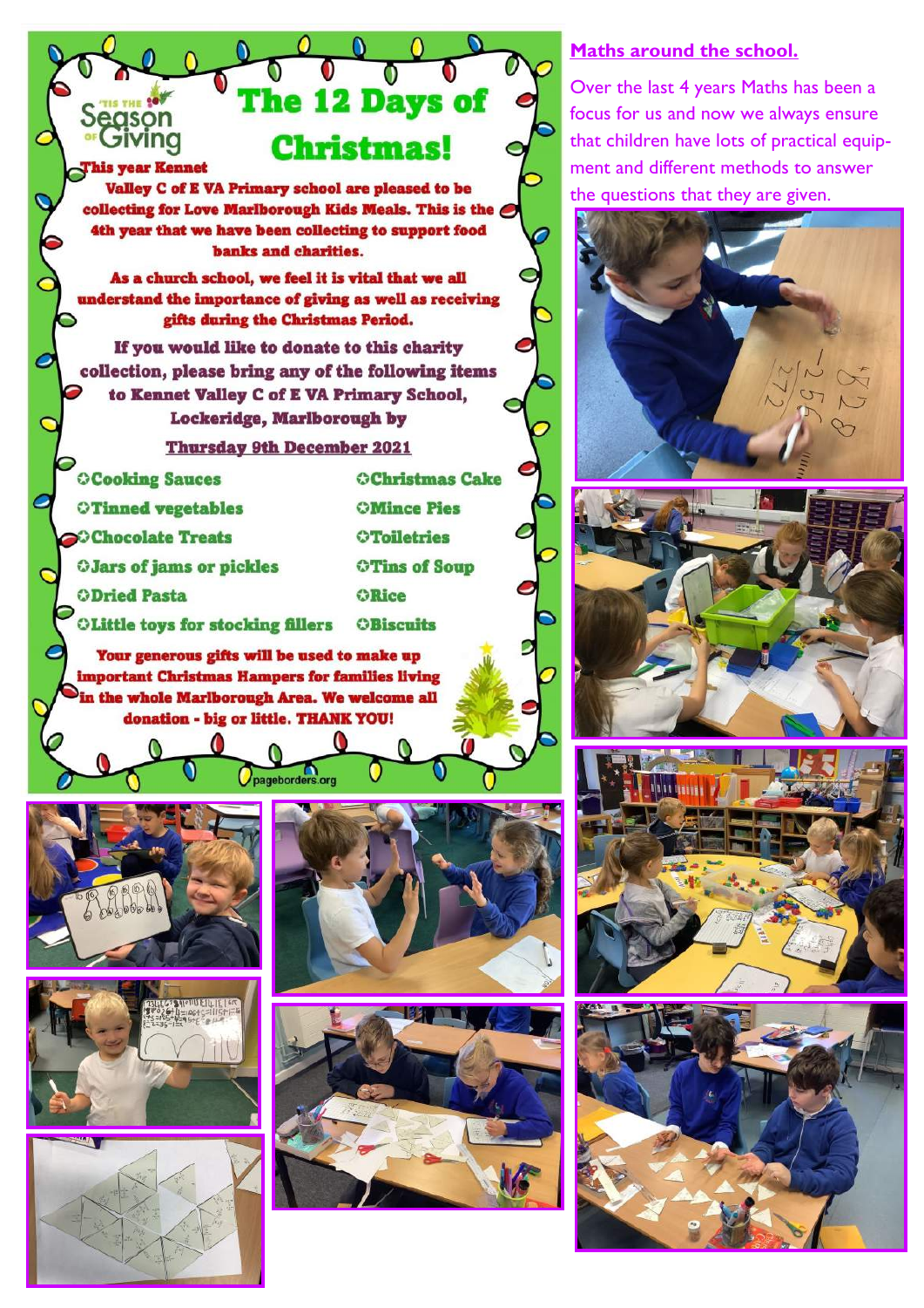'TIS THE Season OF Giving

# The 12 Days of Christmas!

This year Kennet Valley C of E VA Primary school are pleased to be collecting for Love Marlborough Kids Meals. This is the 4th year that we have been collecting to support food banks and charities.

As a church school, we feel it is vital that we all understand the importance of giving as well as receiving gifts during the Christmas Period.

If you would like to donate to this charity collection, please bring any of the following items to Kennet Valley C of E VA Primary School, Lockeridge, Marlborough by

**Thursday 9th December 2021**

- Cooking Sauces
- Tinned vegetables
- Chocolate Treats
- Jars of jams or pickles
- Dried Pasta
- Little toys for stocking fillers
- Christmas Cake
- Mince Pies
- Toiletries
- Tins of Soup
- Rice
- Biscuits

Your generous gifts will be used to make up important Christmas Hampers for families living in the whole Marlborough Area. We welcome all donation - big or little. THANK YOU!

## Maths around the school.

Over the last 4 years Maths has been a focus for us and now we always ensure that children have lots of practical equipment and different methods to answer the questions that they are given.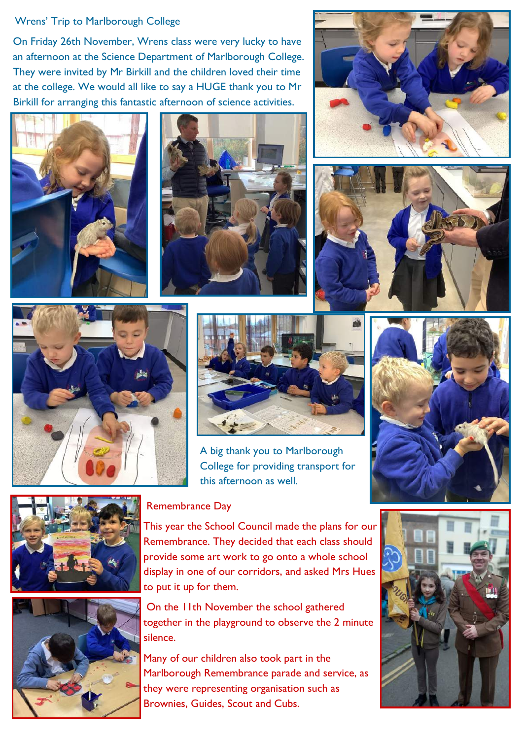## Wrens' Trip to Marlborough College

On Friday 26th November, Wrens class were very lucky to have an afternoon at the Science Department of Marlborough College. They were invited by Mr Birkill and the children loved their time at the college. We would all like to say a HUGE thank you to Mr Birkill for arranging this fantastic afternoon of science activities.

A big thank you to Marlborough College for providing transport for this afternoon as well.

## Remembrance Day

This year the School Council made the plans for our Remembrance. They decided that each class should provide some art work to go onto a whole school display in one of our corridors, and asked Mrs Hues to put it up for them.

On the 11th November the school gathered together in the playground to observe the 2 minute silence.

Many of our children also took part in the Marlborough Remembrance parade and service, as they were representing organisation such as Brownies, Guides, Scout and Cubs.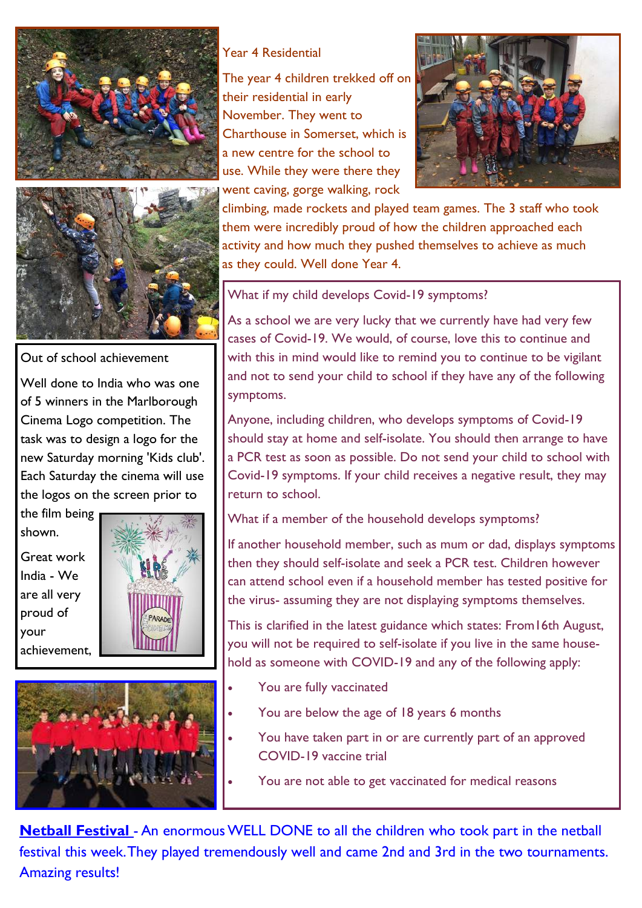## Year 4 Residential

The year 4 children trekked off on their residential in early November. They went to Charthouse in Somerset, which is a new centre for the school to use. While they were there they went caving, gorge walking, rock climbing, made rockets and played team games. The 3 staff who took them were incredibly proud of how the children approached each activity and how much they pushed themselves to achieve as much as they could. Well done Year 4.

## Out of school achievement

Well done to India who was one of 5 winners in the Marlborough Cinema Logo competition. The task was to design a logo for the new Saturday morning 'Kids club'. Each Saturday the cinema will use the logos on the screen prior to the film being shown.

Great work India - We are all very proud of your achievement,

## What if my child develops Covid-19 symptoms?

As a school we are very lucky that we currently have had very few cases of Covid-19. We would, of course, love this to continue and with this in mind would like to remind you to continue to be vigilant and not to send your child to school if they have any of the following symptoms.

Anyone, including children, who develops symptoms of Covid-19 should stay at home and self-isolate. You should then arrange to have a PCR test as soon as possible. Do not send your child to school with Covid-19 symptoms. If your child receives a negative result, they may return to school.

## What if a member of the household develops symptoms?

If another household member, such as mum or dad, displays symptoms then they should self-isolate and seek a PCR test. Children however can attend school even if a household member has tested positive for the virus- assuming they are not displaying symptoms themselves.

This is clarified in the latest guidance which states: From16th August, you will not be required to self-isolate if you live in the same household as someone with COVID-19 and any of the following apply:

- You are fully vaccinated
- You are below the age of 18 years 6 months
- You have taken part in or are currently part of an approved COVID-19 vaccine trial
- You are not able to get vaccinated for medical reasons

**Netball Festival** - An enormous WELL DONE to all the children who took part in the netball festival this week. They played tremendously well and came 2nd and 3rd in the two tournaments. Amazing results!